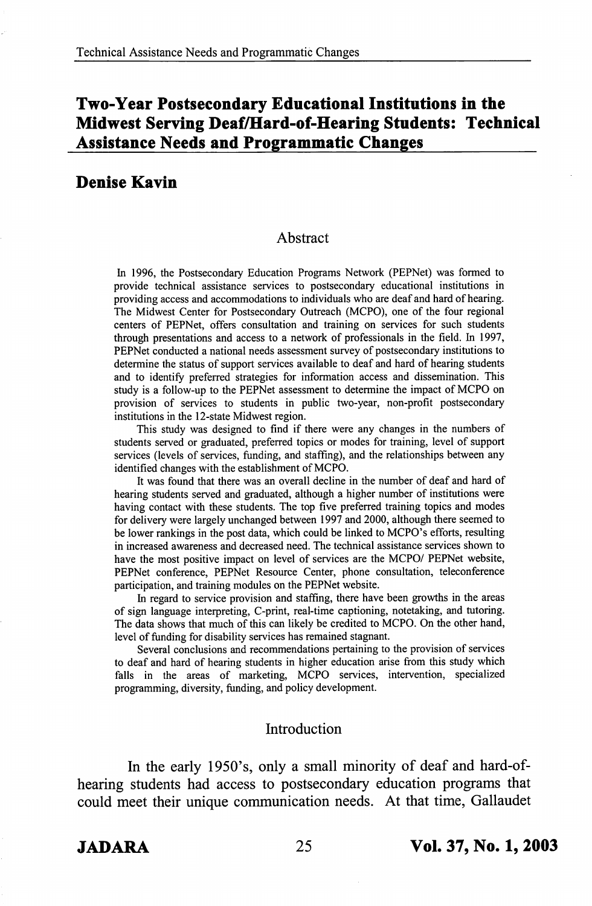# Two-Year Postsecondary Educational Institutions in the Midwest Serving Deaf/Hard-of-Hearing Students: Technical Assistance Needs and Programmatic Changes

## Denise Kavin

### Abstract

In 1996, the Postsecondary Education Programs Network (PEPNet) was formed to provide technical assistance services to postsecondary educational institutions in providing access and accommodations to individuals who are deaf and hard of hearing. The Midwest Center for Postsecondary Outreach (MCPO), one of the four regional centers of PEPNet, offers consultation and training on services for such students through presentations and access to a network of professionals in the field. In 1997, PEPNet conducted a national needs assessment survey of postsecondary institutions to determine the status of support services available to deaf and hard of hearing students and to identify preferred strategies for information access and dissemination. This study is a follow-up to the PEPNet assessment to determine the impact of MCPO on provision of services to students in public two-year, non-profit postsecondary institutions in the 12-state Midwest region.

This study was designed to find if there were any changes in the numbers of students served or graduated, preferred topics or modes for training, level of support services (levels of services, funding, and staffing), and the relationships between any identified changes with the establishment of MCPO.

It was found that there was an overall decline in the number of deaf and hard of hearing students served and graduated, although a higher number of institutions were having contact with these students. The top five preferred training topics and modes for delivery were largely unchanged between 1997 and 2000, although there seemed to be lower rankings in the post data, which could be linked to MCPO's efforts, resulting in increased awareness and decreased need. The technical assistance services shown to have the most positive impact on level of services are the MCPO/ PEPNet website, PEPNet conference, PEPNet Resource Center, phone consultation, teleconference participation, and training modules on the PEPNet website.

In regard to service provision and staffing, there have been growths in the areas of sign language interpreting, C-print, real-time captioning, notetaking, and tutoring. The data shows that much of this can likely be credited to MCPO. On the other hand, level of funding for disability services has remained stagnant.

Several conclusions and recommendations pertaining to the provision of services to deaf and hard of hearing students in higher education arise from this study which falls in the areas of marketing, MCPO services, intervention, specialized programming, diversity, funding, and policy development.

### Introduction

In the early 1950's, only a small minority of deaf and hard-of-hearing students had access to postsecondary education programs that could meet their unique communication needs. At that time, Gallaudet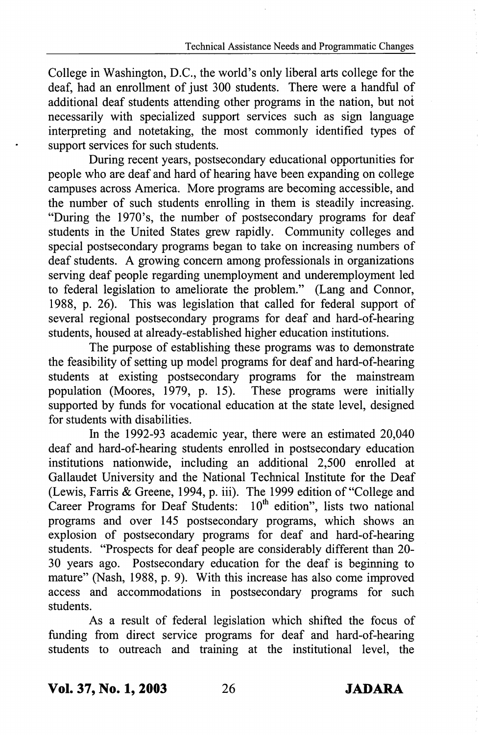College in Washington, D.C., the world's only liberal arts college for the deaf, had an enrollment of just 300 students. There were a handful of additional deaf students attending other programs in the nation, but not necessarily with specialized support services such as sign language interpreting and notetaking, the most commonly identified types of support services for such students.

During recent years, postsecondary educational opportunities for people who are deaf and hard of hearing have been expanding on college campuses across America. More programs are becoming accessible, and the number of such students enrolling in them is steadily increasing. "During the 1970's, the number of postsecondary programs for deaf students in the United States grew rapidly. Community colleges and special postsecondary programs began to take on increasing numbers of deaf students. A growing concern among professionals in organizations serving deaf people regarding unemployment and underemployment led to federal legislation to ameliorate the problem." (Lang and Connor, 1988, p. 26). This was legislation that called for federal support of several regional postsecondary programs for deaf and hard-of-hearing students, housed at already-established higher education institutions.

The purpose of establishing these programs was to demonstrate the feasibility of setting up model programs for deaf and hard-of-hearing students at existing postsecondary programs for the mainstream population (Moores, 1979, p. 15). These programs were initially supported by funds for vocational education at the state level, designed for students with disabilities.

In the 1992-93 academic year, there were an estimated 20,040 deaf and hard-of-hearing students enrolled in postsecondary education institutions nationwide, including an additional 2,500 enrolled at Gallaudet University and the National Technical Institute for the Deaf (Lewis, Farris & Greene, 1994, p. iii). The 1999 edition of "College and Career Programs for Deaf Students: 10th edition", lists two national programs and over 145 postsecondary programs, which shows an explosion of postsecondary programs for deaf and hard-of-hearing students. "Prospects for deaf people are considerably different than 20-30 years ago. Postsecondary education for the deaf is beginning to mature" (Nash, 1988, p. 9). With this increase has also come improved access and accommodations in postsecondary programs for such students.

As a result of federal legislation which shifted the focus of funding from direct service programs for deaf and hard-of-hearing students to outreach and training at the institutional level, the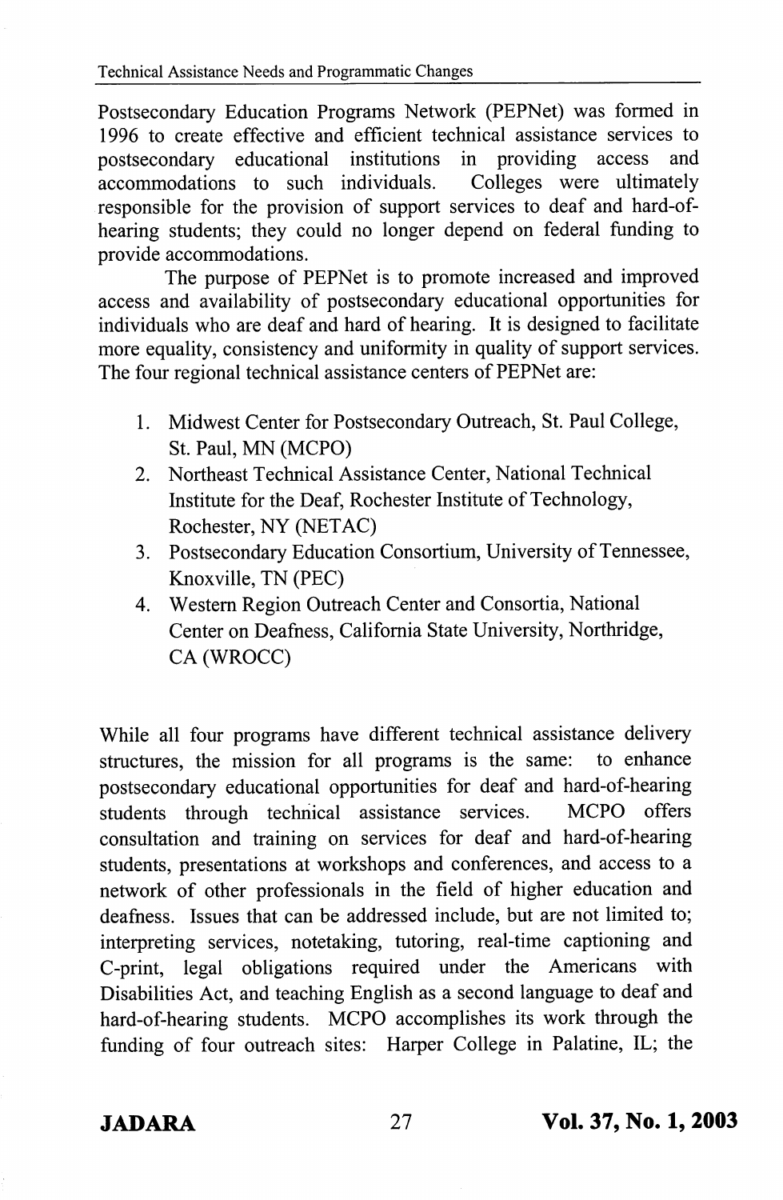Postsecondary Education Programs Network (PEPNet) was formed in 1996 to create effective and efficient technical assistance services to postsecondary educational institutions in providing access and accommodations to such individuals. Colleges were ultimately responsible for the provision of support services to deaf and hard-of-hearing students; they could no longer depend on federal funding to provide accommodations.

The purpose of PEPNet is to promote increased and improved access and availability of postsecondary educational opportunities for individuals who are deaf and hard of hearing. It is designed to facilitate more equality, consistency and uniformity in quality of support services. The four regional technical assistance centers of PEPNet are:

1. Midwest Center for Postsecondary Outreach, St. Paul College, St. Paul, MN (MCPO)
2. Northeast Technical Assistance Center, National Technical Institute for the Deaf, Rochester Institute of Technology, Rochester, NY (NETAC)
3. Postsecondary Education Consortium, University of Tennessee, Knoxville, TN (PEC)
4. Western Region Outreach Center and Consortia, National Center on Deafness, California State University, Northridge, CA (WROCC)

While all four programs have different technical assistance delivery structures, the mission for all programs is the same: to enhance postsecondary educational opportunities for deaf and hard-of-hearing students through technical assistance services. MCPO offers consultation and training on services for deaf and hard-of-hearing students, presentations at workshops and conferences, and access to a network of other professionals in the field of higher education and deafness. Issues that can be addressed include, but are not limited to; interpreting services, notetaking, tutoring, real-time captioning and C-print, legal obligations required under the Americans with Disabilities Act, and teaching English as a second language to deaf and hard-of-hearing students. MCPO accomplishes its work through the funding of four outreach sites: Harper College in Palatine, IL; the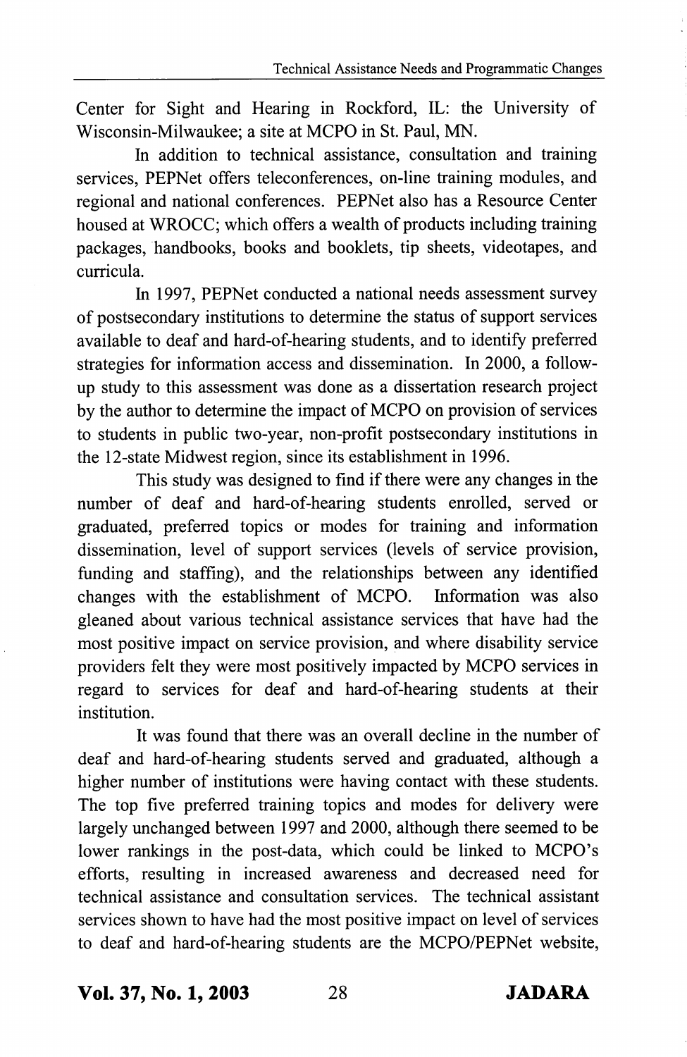Center for Sight and Hearing in Rockford, IL: the University of Wisconsin-Milwaukee; a site at MCPO in St. Paul, MN.

In addition to technical assistance, consultation and training services, PEPNet offers teleconferences, on-line training modules, and regional and national conferences. PEPNet also has a Resource Center housed at WROCC; which offers a wealth of products including training packages, handbooks, books and booklets, tip sheets, videotapes, and curricula.

In 1997, PEPNet conducted a national needs assessment survey of postsecondary institutions to determine the status of support services available to deaf and hard-of-hearing students, and to identify preferred strategies for information access and dissemination. In 2000, a follow-up study to this assessment was done as a dissertation research project by the author to determine the impact of MCPO on provision of services to students in public two-year, non-profit postsecondary institutions in the 12-state Midwest region, since its establishment in 1996.

This study was designed to find if there were any changes in the number of deaf and hard-of-hearing students enrolled, served or graduated, preferred topics or modes for training and information dissemination, level of support services (levels of service provision, funding and staffing), and the relationships between any identified changes with the establishment of MCPO. Information was also gleaned about various technical assistance services that have had the most positive impact on service provision, and where disability service providers felt they were most positively impacted by MCPO services in regard to services for deaf and hard-of-hearing students at their institution.

It was found that there was an overall decline in the number of deaf and hard-of-hearing students served and graduated, although a higher number of institutions were having contact with these students. The top five preferred training topics and modes for delivery were largely unchanged between 1997 and 2000, although there seemed to be lower rankings in the post-data, which could be linked to MCPO's efforts, resulting in increased awareness and decreased need for technical assistance and consultation services. The technical assistant services shown to have had the most positive impact on level of services to deaf and hard-of-hearing students are the MCPO/PEPNet website,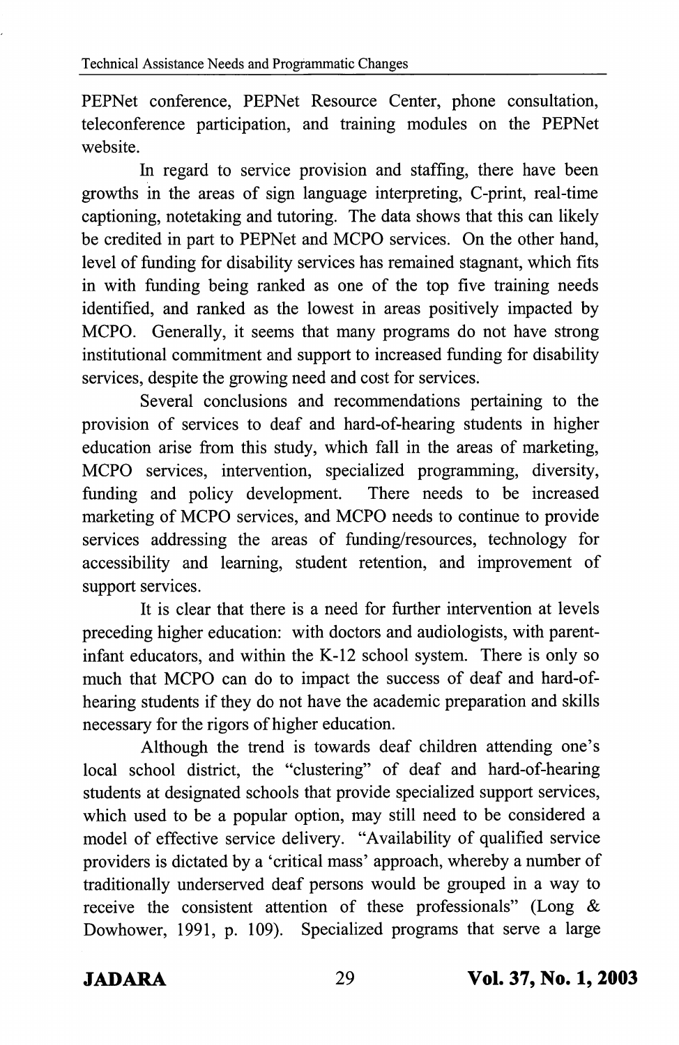PEPNet conference, PEPNet Resource Center, phone consultation, teleconference participation, and training modules on the PEPNet website.

In regard to service provision and staffing, there have been growths in the areas of sign language interpreting, C-print, real-time captioning, notetaking and tutoring. The data shows that this can likely be credited in part to PEPNet and MCPO services. On the other hand, level of funding for disability services has remained stagnant, which fits in with funding being ranked as one of the top five training needs identified, and ranked as the lowest in areas positively impacted by MCPO. Generally, it seems that many programs do not have strong institutional commitment and support to increased funding for disability services, despite the growing need and cost for services.

Several conclusions and recommendations pertaining to the provision of services to deaf and hard-of-hearing students in higher education arise from this study, which fall in the areas of marketing, MCPO services, intervention, specialized programming, diversity, funding and policy development. There needs to be increased marketing of MCPO services, and MCPO needs to continue to provide services addressing the areas of funding/resources, technology for accessibility and learning, student retention, and improvement of support services.

It is clear that there is a need for further intervention at levels preceding higher education: with doctors and audiologists, with parent-infant educators, and within the K-12 school system. There is only so much that MCPO can do to impact the success of deaf and hard-of-hearing students if they do not have the academic preparation and skills necessary for the rigors of higher education.

Although the trend is towards deaf children attending one's local school district, the "clustering" of deaf and hard-of-hearing students at designated schools that provide specialized support services, which used to be a popular option, may still need to be considered a model of effective service delivery. "Availability of qualified service providers is dictated by a 'critical mass' approach, whereby a number of traditionally underserved deaf persons would be grouped in a way to receive the consistent attention of these professionals" (Long & Dowhower, 1991, p. 109). Specialized programs that serve a large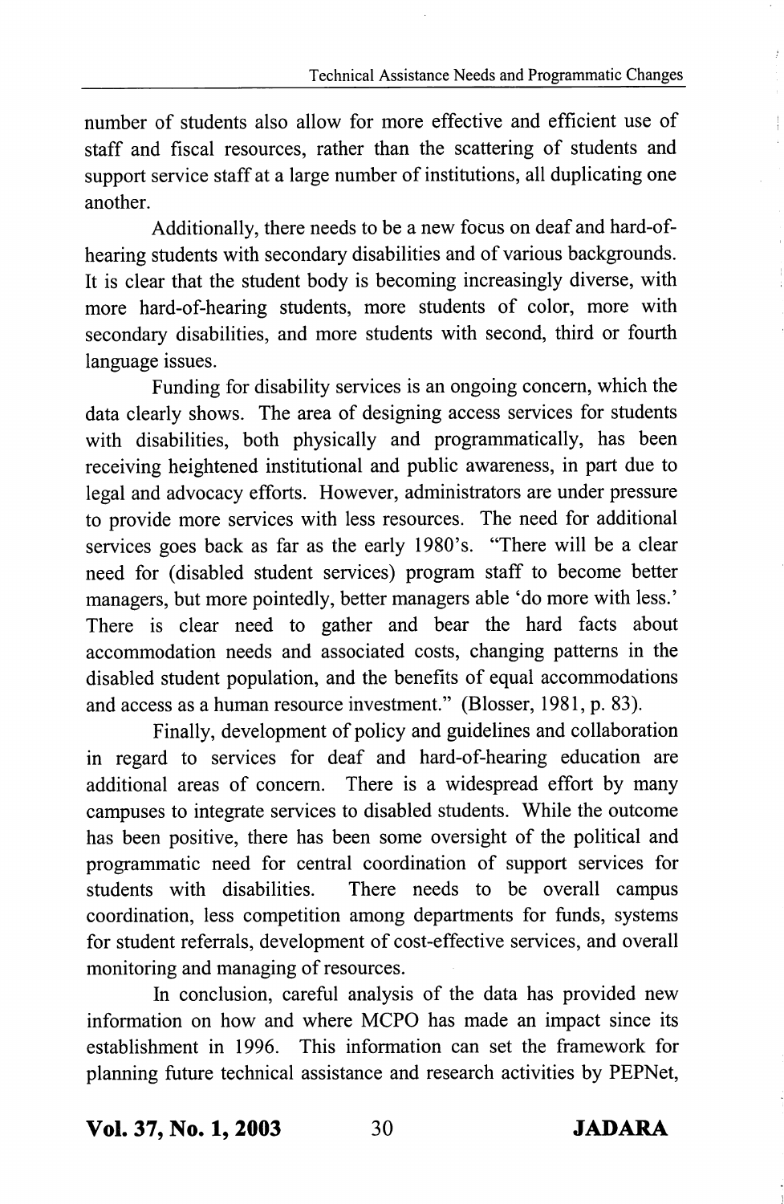number of students also allow for more effective and efficient use of staff and fiscal resources, rather than the scattering of students and support service staff at a large number of institutions, all duplicating one another.

Additionally, there needs to be a new focus on deaf and hard-of-hearing students with secondary disabilities and of various backgrounds. It is clear that the student body is becoming increasingly diverse, with more hard-of-hearing students, more students of color, more with secondary disabilities, and more students with second, third or fourth language issues.

Funding for disability services is an ongoing concern, which the data clearly shows. The area of designing access services for students with disabilities, both physically and programmatically, has been receiving heightened institutional and public awareness, in part due to legal and advocacy efforts. However, administrators are under pressure to provide more services with less resources. The need for additional services goes back as far as the early 1980's. "There will be a clear need for (disabled student services) program staff to become better managers, but more pointedly, better managers able 'do more with less.' There is clear need to gather and bear the hard facts about accommodation needs and associated costs, changing patterns in the disabled student population, and the benefits of equal accommodations and access as a human resource investment." (Blosser, 1981, p. 83).

Finally, development of policy and guidelines and collaboration in regard to services for deaf and hard-of-hearing education are additional areas of concern. There is a widespread effort by many campuses to integrate services to disabled students. While the outcome has been positive, there has been some oversight of the political and programmatic need for central coordination of support services for students with disabilities. There needs to be overall campus coordination, less competition among departments for funds, systems for student referrals, development of cost-effective services, and overall monitoring and managing of resources.

In conclusion, careful analysis of the data has provided new information on how and where MCPO has made an impact since its establishment in 1996. This information can set the framework for planning future technical assistance and research activities by PEPNet,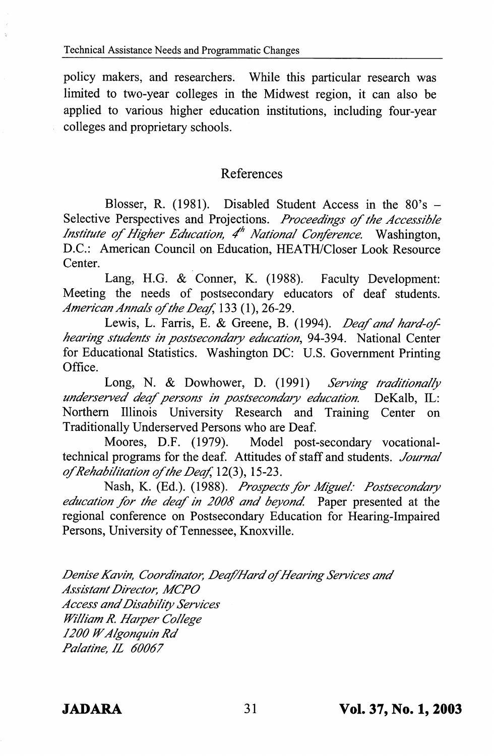policy makers, and researchers. While this particular research was limited to two-year colleges in the Midwest region, it can also be applied to various higher education institutions, including four-year colleges and proprietary schools.

## References

Blosser, R. (1981). Disabled Student Access in the 80's – Selective Perspectives and Projections. *Proceedings of the Accessible Institute of Higher Education, 4th National Conference.* Washington, D.C.: American Council on Education, HEATH/Closer Look Resource Center.

Lang, H.G. & Conner, K. (1988). Faculty Development: Meeting the needs of postsecondary educators of deaf students. *American Annals of the Deaf,* 133 (1), 26-29.

Lewis, L. Farris, E. & Greene, B. (1994). *Deaf and hard-of-hearing students in postsecondary education,* 94-394. National Center for Educational Statistics. Washington DC: U.S. Government Printing Office.

Long, N. & Dowhower, D. (1991) *Serving traditionally underserved deaf persons in postsecondary education.* DeKalb, IL: Northern Illinois University Research and Training Center on Traditionally Underserved Persons who are Deaf.

Moores, D.F. (1979). Model post-secondary vocational-technical programs for the deaf. Attitudes of staff and students. *Journal of Rehabilitation of the Deaf,* 12(3), 15-23.

Nash, K. (Ed.). (1988). *Prospects for Miguel: Postsecondary education for the deaf in 2008 and beyond.* Paper presented at the regional conference on Postsecondary Education for Hearing-Impaired Persons, University of Tennessee, Knoxville.

*Denise Kavin, Coordinator, Deaf/Hard of Hearing Services and Assistant Director, MCPO*
*Access and Disability Services*
*William R. Harper College*
*1200 W Algonquin Rd*
*Palatine, IL 60067*